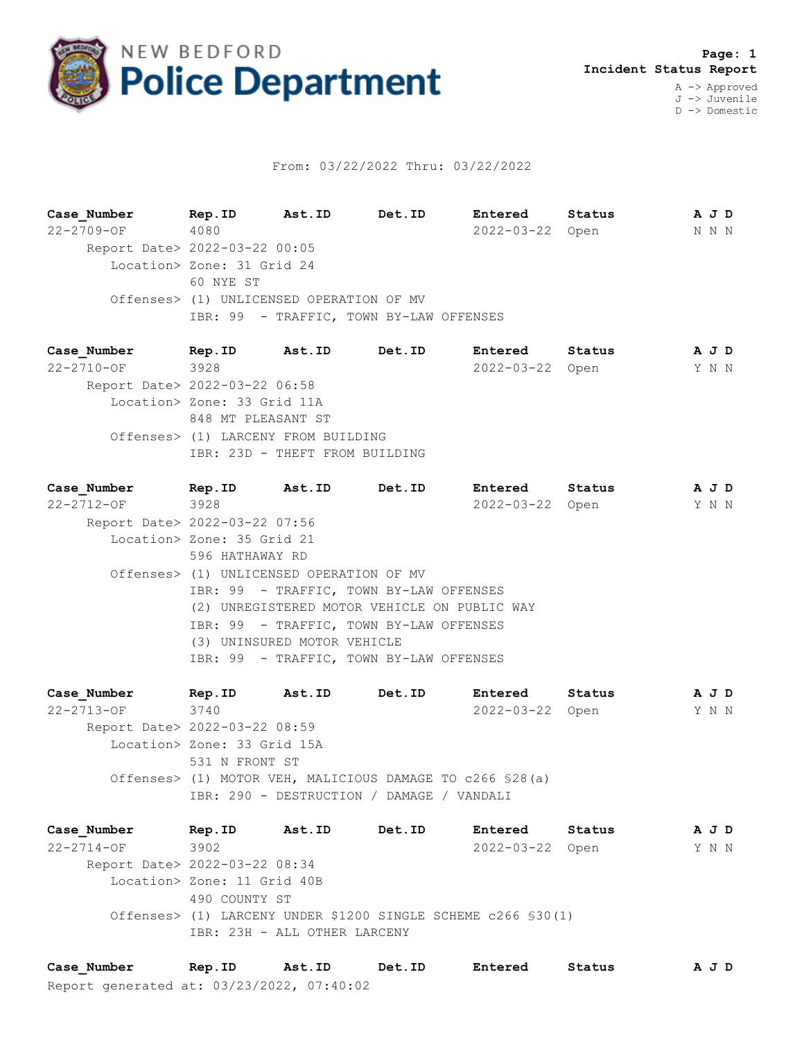# NEW BEDFORD Police Department

**Page: 1**
**Incident Status Report**

A -> Approved
J -> Juvenile
D -> Domestic

From: 03/22/2022 Thru: 03/22/2022

| Case_Number | Rep.ID | Ast.ID | Det.ID | Entered | Status | A J D |
|---|---|---|---|---|---|---|
| 22-2709-OF | 4080 | | | 2022-03-22 | Open | N N N |

Report Date> 2022-03-22 00:05
Location> Zone: 31 Grid 24
60 NYE ST
Offenses> (1) UNLICENSED OPERATION OF MV
IBR: 99 - TRAFFIC, TOWN BY-LAW OFFENSES

| Case_Number | Rep.ID | Ast.ID | Det.ID | Entered | Status | A J D |
|---|---|---|---|---|---|---|
| 22-2710-OF | 3928 | | | 2022-03-22 | Open | Y N N |

Report Date> 2022-03-22 06:58
Location> Zone: 33 Grid 11A
848 MT PLEASANT ST
Offenses> (1) LARCENY FROM BUILDING
IBR: 23D - THEFT FROM BUILDING

| Case_Number | Rep.ID | Ast.ID | Det.ID | Entered | Status | A J D |
|---|---|---|---|---|---|---|
| 22-2712-OF | 3928 | | | 2022-03-22 | Open | Y N N |

Report Date> 2022-03-22 07:56
Location> Zone: 35 Grid 21
596 HATHAWAY RD
Offenses> (1) UNLICENSED OPERATION OF MV
IBR: 99 - TRAFFIC, TOWN BY-LAW OFFENSES
(2) UNREGISTERED MOTOR VEHICLE ON PUBLIC WAY
IBR: 99 - TRAFFIC, TOWN BY-LAW OFFENSES
(3) UNINSURED MOTOR VEHICLE
IBR: 99 - TRAFFIC, TOWN BY-LAW OFFENSES

| Case_Number | Rep.ID | Ast.ID | Det.ID | Entered | Status | A J D |
|---|---|---|---|---|---|---|
| 22-2713-OF | 3740 | | | 2022-03-22 | Open | Y N N |

Report Date> 2022-03-22 08:59
Location> Zone: 33 Grid 15A
531 N FRONT ST
Offenses> (1) MOTOR VEH, MALICIOUS DAMAGE TO c266 §28(a)
IBR: 290 - DESTRUCTION / DAMAGE / VANDALI

| Case_Number | Rep.ID | Ast.ID | Det.ID | Entered | Status | A J D |
|---|---|---|---|---|---|---|
| 22-2714-OF | 3902 | | | 2022-03-22 | Open | Y N N |

Report Date> 2022-03-22 08:34
Location> Zone: 11 Grid 40B
490 COUNTY ST
Offenses> (1) LARCENY UNDER $1200 SINGLE SCHEME c266 §30(1)
IBR: 23H - ALL OTHER LARCENY

| Case_Number | Rep.ID | Ast.ID | Det.ID | Entered | Status | A J D |
|---|---|---|---|---|---|---|

Report generated at: 03/23/2022, 07:40:02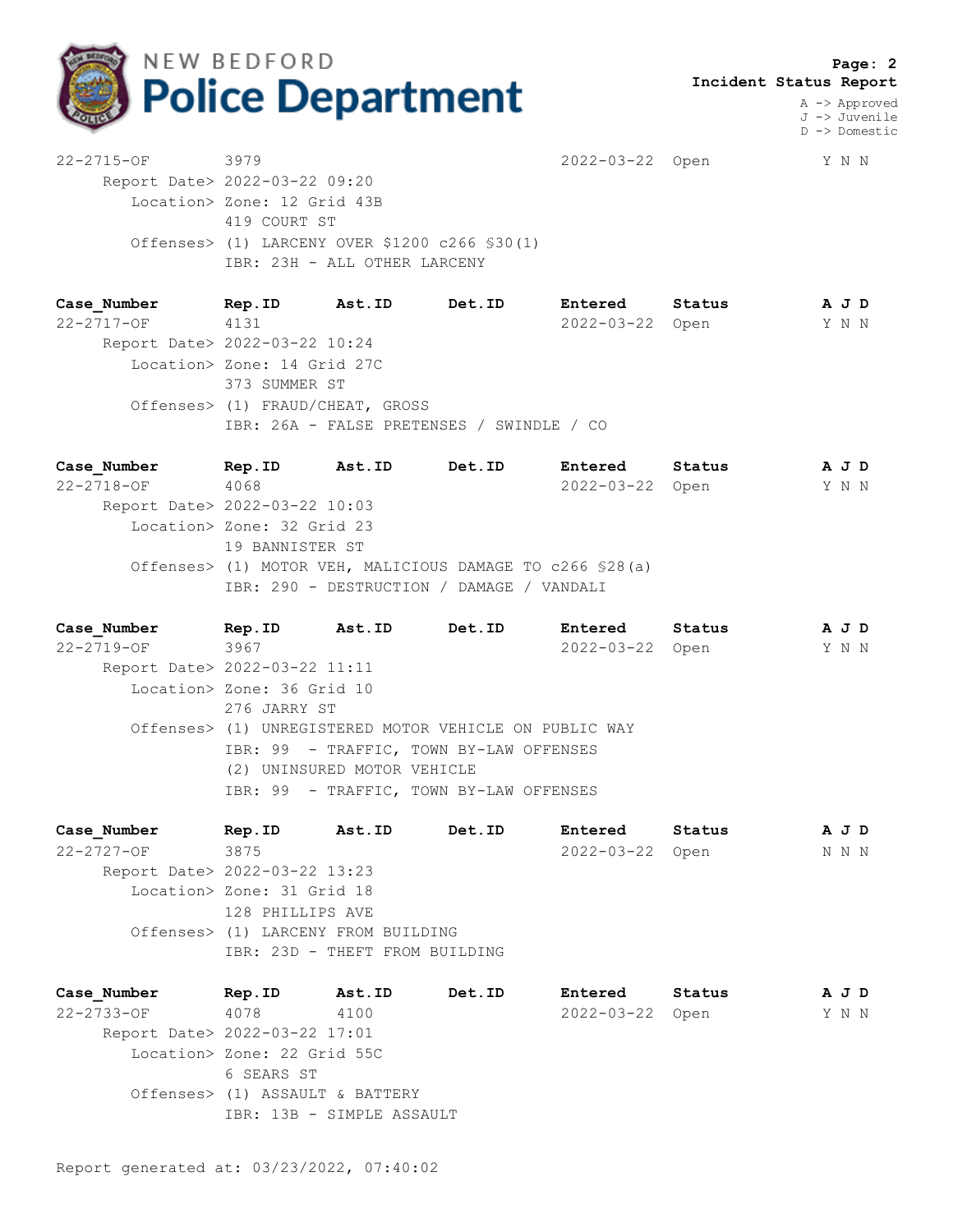**NEW BEDFORD Police Department**

**Page: 2**
**Incident Status Report**

A -> Approved
J -> Juvenile
D -> Domestic

```
22-2715-OF          3979                             2022-03-22  Open          Y N N
     Report Date> 2022-03-22 09:20
        Location> Zone: 12 Grid 43B
                  419 COURT ST
        Offenses> (1) LARCENY OVER $1200 c266 §30(1)
                  IBR: 23H - ALL OTHER LARCENY
```

```
Case_Number         Rep.ID     Ast.ID     Det.ID     Entered     Status        A J D
22-2717-OF          4131                             2022-03-22  Open          Y N N
     Report Date> 2022-03-22 10:24
        Location> Zone: 14 Grid 27C
                  373 SUMMER ST
        Offenses> (1) FRAUD/CHEAT, GROSS
                  IBR: 26A - FALSE PRETENSES / SWINDLE / CO
```

```
Case_Number         Rep.ID     Ast.ID     Det.ID     Entered     Status        A J D
22-2718-OF          4068                             2022-03-22  Open          Y N N
     Report Date> 2022-03-22 10:03
        Location> Zone: 32 Grid 23
                  19 BANNISTER ST
        Offenses> (1) MOTOR VEH, MALICIOUS DAMAGE TO c266 §28(a)
                  IBR: 290 - DESTRUCTION / DAMAGE / VANDALI
```

```
Case_Number         Rep.ID     Ast.ID     Det.ID     Entered     Status        A J D
22-2719-OF          3967                             2022-03-22  Open          Y N N
     Report Date> 2022-03-22 11:11
        Location> Zone: 36 Grid 10
                  276 JARRY ST
        Offenses> (1) UNREGISTERED MOTOR VEHICLE ON PUBLIC WAY
                  IBR: 99  - TRAFFIC, TOWN BY-LAW OFFENSES
                  (2) UNINSURED MOTOR VEHICLE
                  IBR: 99  - TRAFFIC, TOWN BY-LAW OFFENSES
```

```
Case_Number         Rep.ID     Ast.ID     Det.ID     Entered     Status        A J D
22-2727-OF          3875                             2022-03-22  Open          N N N
     Report Date> 2022-03-22 13:23
        Location> Zone: 31 Grid 18
                  128 PHILLIPS AVE
        Offenses> (1) LARCENY FROM BUILDING
                  IBR: 23D - THEFT FROM BUILDING
```

```
Case_Number         Rep.ID     Ast.ID     Det.ID     Entered     Status        A J D
22-2733-OF          4078       4100                  2022-03-22  Open          Y N N
     Report Date> 2022-03-22 17:01
        Location> Zone: 22 Grid 55C
                  6 SEARS ST
        Offenses> (1) ASSAULT & BATTERY
                  IBR: 13B - SIMPLE ASSAULT
```

Report generated at: 03/23/2022, 07:40:02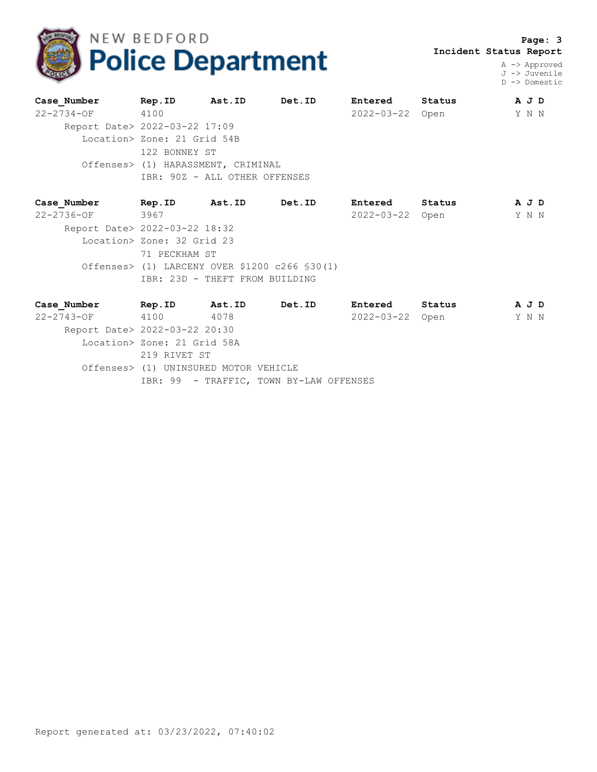# NEW BEDFORD Police Department

**Incident Status Report**

A -> Approved
J -> Juvenile
D -> Domestic

| Case_Number | Rep.ID | Ast.ID | Det.ID | Entered | Status | A J D |
|---|---|---|---|---|---|---|
| 22-2734-OF | 4100 | | | 2022-03-22 | Open | Y N N |

Report Date> 2022-03-22 17:09
Location> Zone: 21 Grid 54B
122 BONNEY ST
Offenses> (1) HARASSMENT, CRIMINAL
IBR: 90Z - ALL OTHER OFFENSES

| Case_Number | Rep.ID | Ast.ID | Det.ID | Entered | Status | A J D |
|---|---|---|---|---|---|---|
| 22-2736-OF | 3967 | | | 2022-03-22 | Open | Y N N |

Report Date> 2022-03-22 18:32
Location> Zone: 32 Grid 23
71 PECKHAM ST
Offenses> (1) LARCENY OVER $1200 c266 §30(1)
IBR: 23D - THEFT FROM BUILDING

| Case_Number | Rep.ID | Ast.ID | Det.ID | Entered | Status | A J D |
|---|---|---|---|---|---|---|
| 22-2743-OF | 4100 | 4078 | | 2022-03-22 | Open | Y N N |

Report Date> 2022-03-22 20:30
Location> Zone: 21 Grid 58A
219 RIVET ST
Offenses> (1) UNINSURED MOTOR VEHICLE
IBR: 99 - TRAFFIC, TOWN BY-LAW OFFENSES

Report generated at: 03/23/2022, 07:40:02